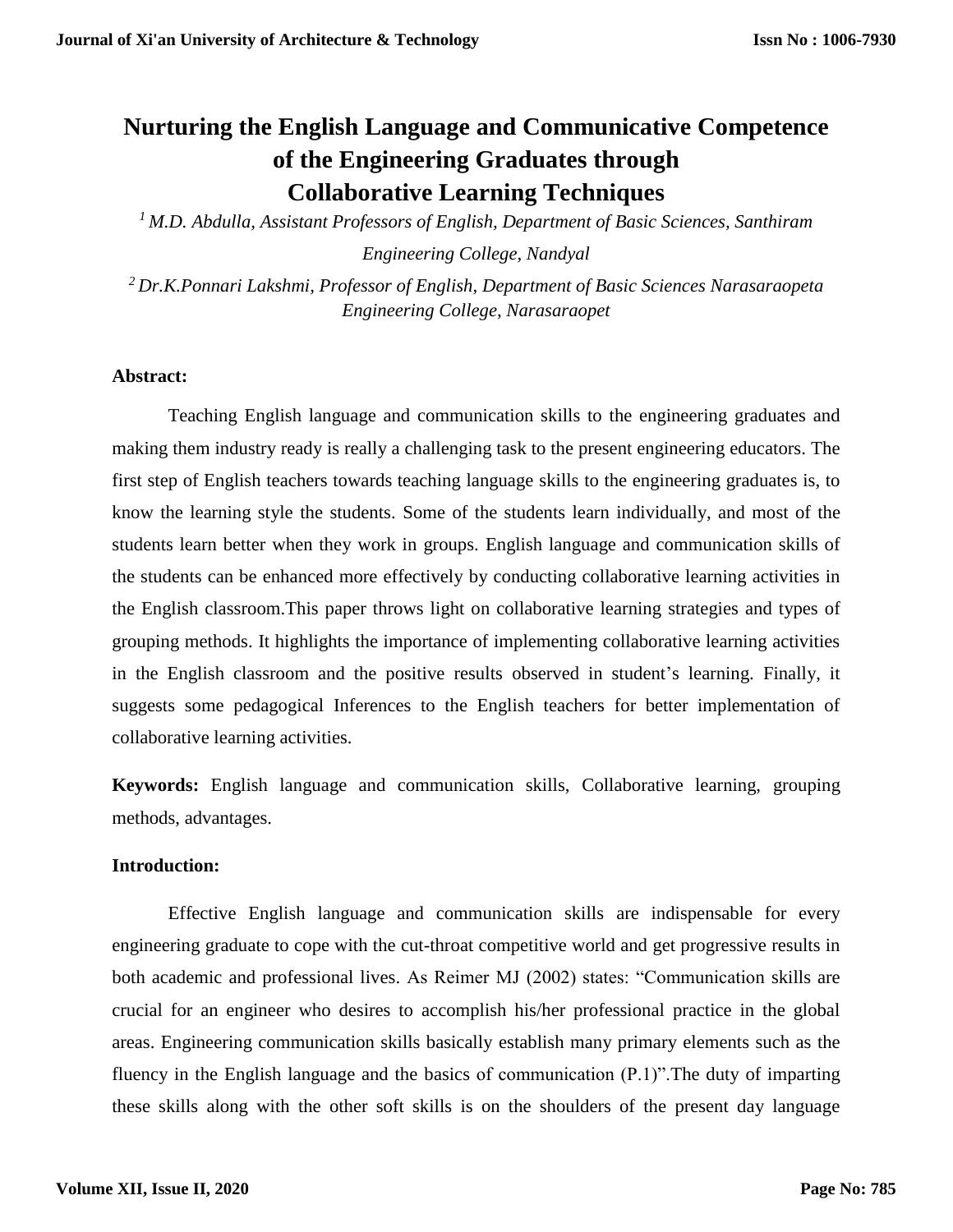# Nurturing the English Language and Communicative Competence of the Engineering Graduates through Collaborative Learning Techniques

[1] *M.D. Abdulla, Assistant Professors of English, Department of Basic Sciences, Santhiram Engineering College, Nandyal*

[2] *Dr.K.Ponnari Lakshmi, Professor of English, Department of Basic Sciences Narasaraopeta Engineering College, Narasaraopet*

**Abstract:**

Teaching English language and communication skills to the engineering graduates and making them industry ready is really a challenging task to the present engineering educators. The first step of English teachers towards teaching language skills to the engineering graduates is, to know the learning style the students. Some of the students learn individually, and most of the students learn better when they work in groups. English language and communication skills of the students can be enhanced more effectively by conducting collaborative learning activities in the English classroom.This paper throws light on collaborative learning strategies and types of grouping methods. It highlights the importance of implementing collaborative learning activities in the English classroom and the positive results observed in student's learning. Finally, it suggests some pedagogical Inferences to the English teachers for better implementation of collaborative learning activities.

**Keywords:** English language and communication skills, Collaborative learning, grouping methods, advantages.

**Introduction:**

Effective English language and communication skills are indispensable for every engineering graduate to cope with the cut-throat competitive world and get progressive results in both academic and professional lives. As Reimer MJ (2002) states: "Communication skills are crucial for an engineer who desires to accomplish his/her professional practice in the global areas. Engineering communication skills basically establish many primary elements such as the fluency in the English language and the basics of communication (P.1)".The duty of imparting these skills along with the other soft skills is on the shoulders of the present day language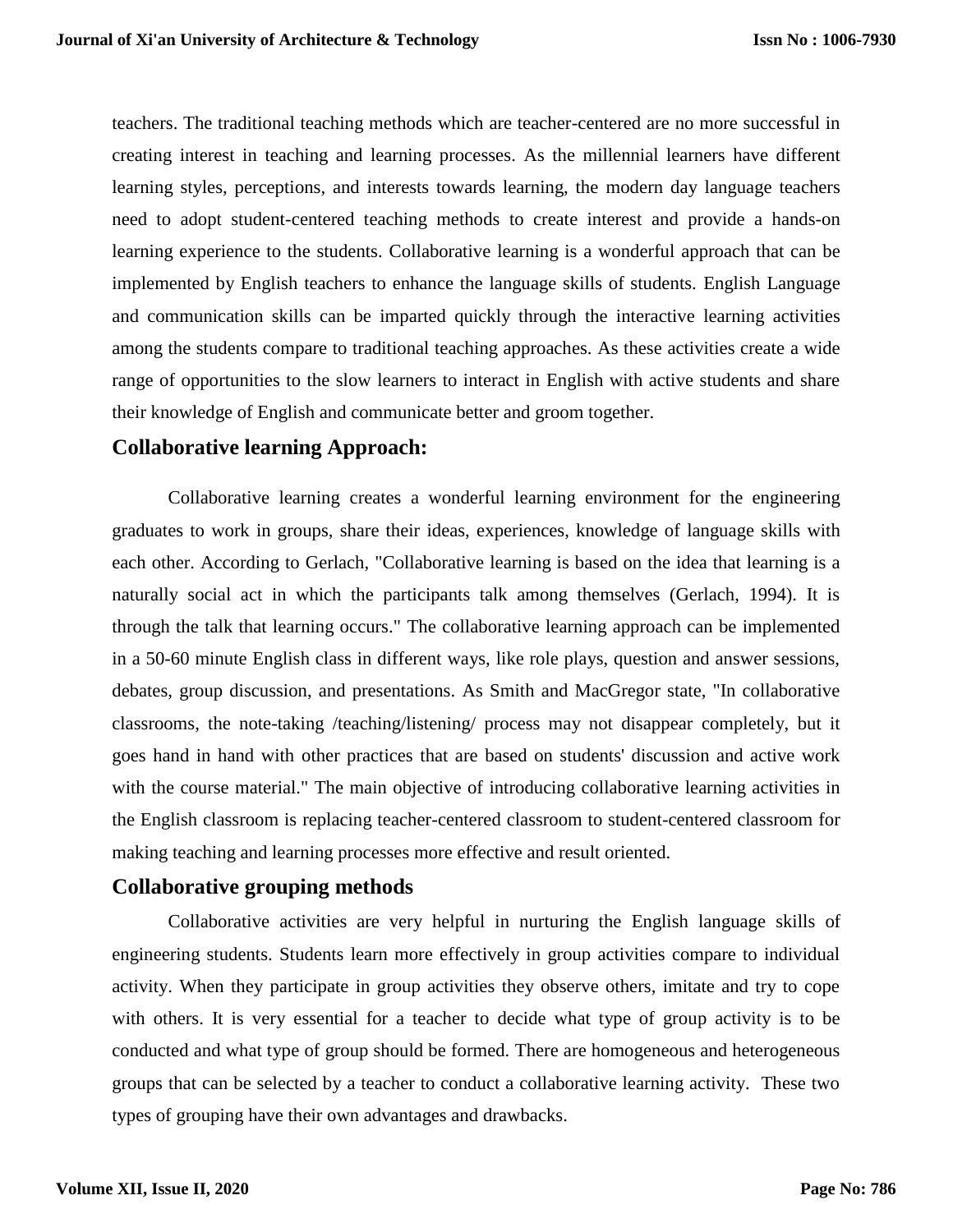teachers. The traditional teaching methods which are teacher-centered are no more successful in creating interest in teaching and learning processes. As the millennial learners have different learning styles, perceptions, and interests towards learning, the modern day language teachers need to adopt student-centered teaching methods to create interest and provide a hands-on learning experience to the students. Collaborative learning is a wonderful approach that can be implemented by English teachers to enhance the language skills of students. English Language and communication skills can be imparted quickly through the interactive learning activities among the students compare to traditional teaching approaches. As these activities create a wide range of opportunities to the slow learners to interact in English with active students and share their knowledge of English and communicate better and groom together.

## Collaborative learning Approach:

Collaborative learning creates a wonderful learning environment for the engineering graduates to work in groups, share their ideas, experiences, knowledge of language skills with each other. According to Gerlach, "Collaborative learning is based on the idea that learning is a naturally social act in which the participants talk among themselves (Gerlach, 1994). It is through the talk that learning occurs." The collaborative learning approach can be implemented in a 50-60 minute English class in different ways, like role plays, question and answer sessions, debates, group discussion, and presentations. As Smith and MacGregor state, "In collaborative classrooms, the note-taking /teaching/listening/ process may not disappear completely, but it goes hand in hand with other practices that are based on students' discussion and active work with the course material." The main objective of introducing collaborative learning activities in the English classroom is replacing teacher-centered classroom to student-centered classroom for making teaching and learning processes more effective and result oriented.

## Collaborative grouping methods

Collaborative activities are very helpful in nurturing the English language skills of engineering students. Students learn more effectively in group activities compare to individual activity. When they participate in group activities they observe others, imitate and try to cope with others. It is very essential for a teacher to decide what type of group activity is to be conducted and what type of group should be formed. There are homogeneous and heterogeneous groups that can be selected by a teacher to conduct a collaborative learning activity. These two types of grouping have their own advantages and drawbacks.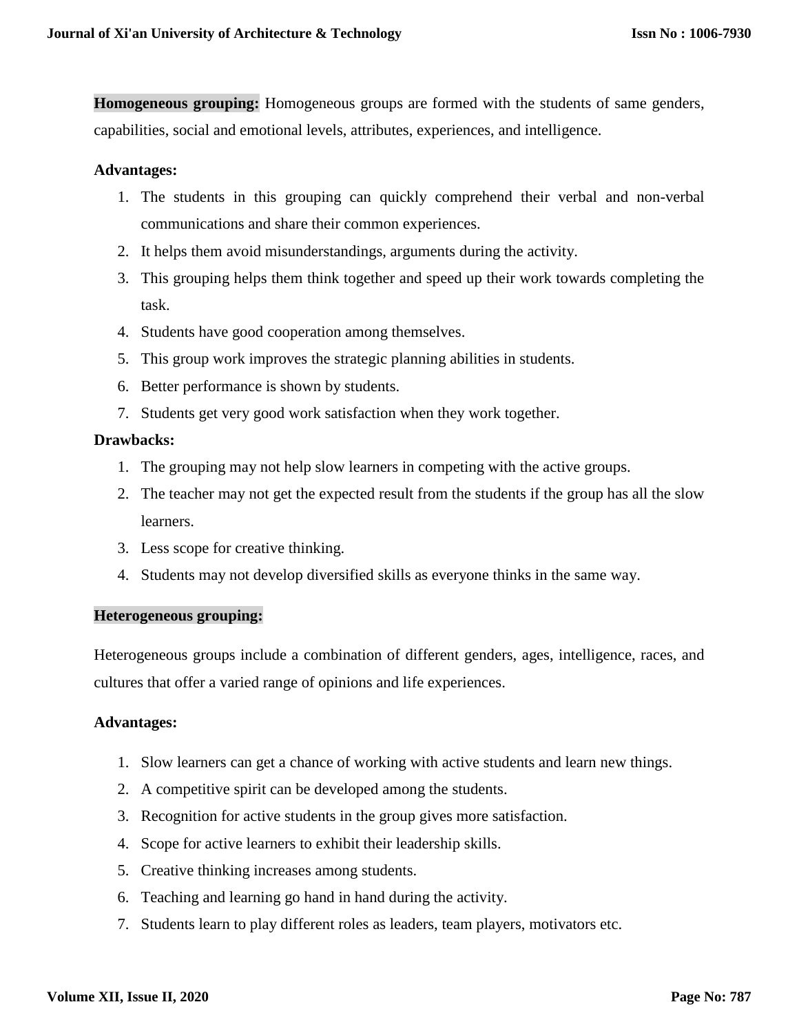**Homogeneous grouping:** Homogeneous groups are formed with the students of same genders, capabilities, social and emotional levels, attributes, experiences, and intelligence.

**Advantages:**

1. The students in this grouping can quickly comprehend their verbal and non-verbal communications and share their common experiences.
2. It helps them avoid misunderstandings, arguments during the activity.
3. This grouping helps them think together and speed up their work towards completing the task.
4. Students have good cooperation among themselves.
5. This group work improves the strategic planning abilities in students.
6. Better performance is shown by students.
7. Students get very good work satisfaction when they work together.

**Drawbacks:**

1. The grouping may not help slow learners in competing with the active groups.
2. The teacher may not get the expected result from the students if the group has all the slow learners.
3. Less scope for creative thinking.
4. Students may not develop diversified skills as everyone thinks in the same way.

**Heterogeneous grouping:**

Heterogeneous groups include a combination of different genders, ages, intelligence, races, and cultures that offer a varied range of opinions and life experiences.

**Advantages:**

1. Slow learners can get a chance of working with active students and learn new things.
2. A competitive spirit can be developed among the students.
3. Recognition for active students in the group gives more satisfaction.
4. Scope for active learners to exhibit their leadership skills.
5. Creative thinking increases among students.
6. Teaching and learning go hand in hand during the activity.
7. Students learn to play different roles as leaders, team players, motivators etc.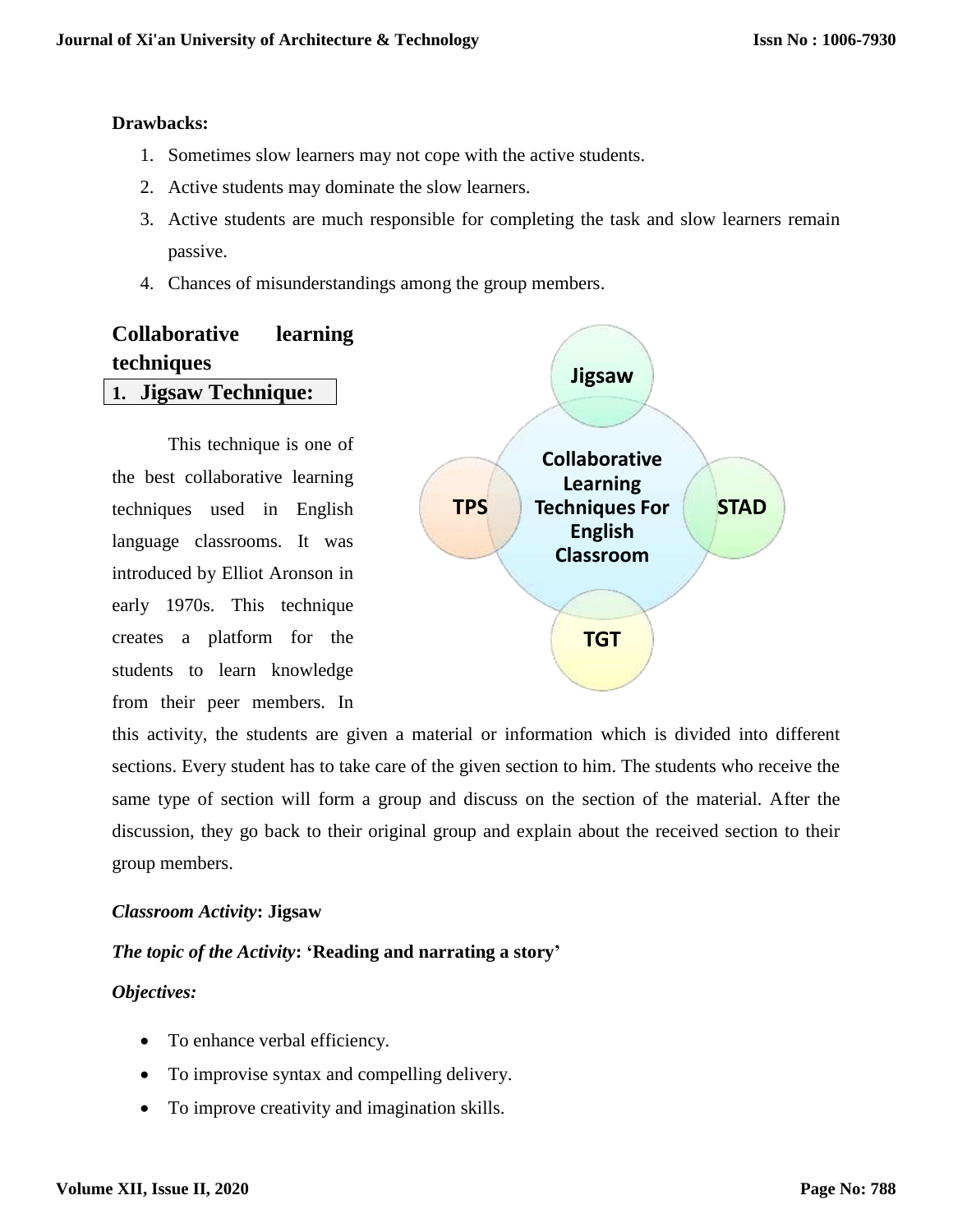**Drawbacks:**

1. Sometimes slow learners may not cope with the active students.
2. Active students may dominate the slow learners.
3. Active students are much responsible for completing the task and slow learners remain passive.
4. Chances of misunderstandings among the group members.

## Collaborative learning techniques

### 1. Jigsaw Technique:

Jigsaw

Collaborative Learning Techniques For English Classroom

TPS

STAD

TGT

This technique is one of the best collaborative learning techniques used in English language classrooms. It was introduced by Elliot Aronson in early 1970s. This technique creates a platform for the students to learn knowledge from their peer members. In this activity, the students are given a material or information which is divided into different sections. Every student has to take care of the given section to him. The students who receive the same type of section will form a group and discuss on the section of the material. After the discussion, they go back to their original group and explain about the received section to their group members.

***Classroom Activity*: Jigsaw**

***The topic of the Activity*: 'Reading and narrating a story'**

***Objectives:***

- To enhance verbal efficiency.
- To improvise syntax and compelling delivery.
- To improve creativity and imagination skills.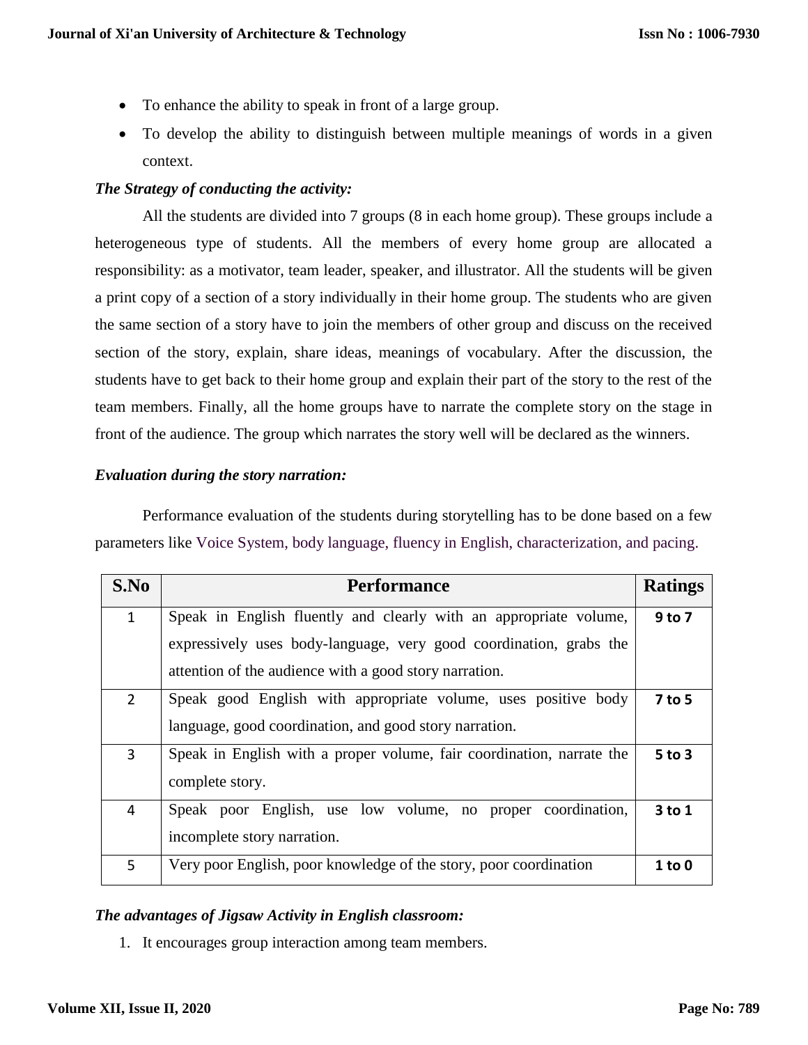- To enhance the ability to speak in front of a large group.
- To develop the ability to distinguish between multiple meanings of words in a given context.

***The Strategy of conducting the activity:***

All the students are divided into 7 groups (8 in each home group). These groups include a heterogeneous type of students. All the members of every home group are allocated a responsibility: as a motivator, team leader, speaker, and illustrator. All the students will be given a print copy of a section of a story individually in their home group. The students who are given the same section of a story have to join the members of other group and discuss on the received section of the story, explain, share ideas, meanings of vocabulary. After the discussion, the students have to get back to their home group and explain their part of the story to the rest of the team members. Finally, all the home groups have to narrate the complete story on the stage in front of the audience. The group which narrates the story well will be declared as the winners.

***Evaluation during the story narration:***

Performance evaluation of the students during storytelling has to be done based on a few parameters like Voice System, body language, fluency in English, characterization, and pacing.

| S.No | Performance | Ratings |
|---|---|---|
| 1 | Speak in English fluently and clearly with an appropriate volume, expressively uses body-language, very good coordination, grabs the attention of the audience with a good story narration. | **9 to 7** |
| 2 | Speak good English with appropriate volume, uses positive body language, good coordination, and good story narration. | **7 to 5** |
| 3 | Speak in English with a proper volume, fair coordination, narrate the complete story. | **5 to 3** |
| 4 | Speak poor English, use low volume, no proper coordination, incomplete story narration. | **3 to 1** |
| 5 | Very poor English, poor knowledge of the story, poor coordination | **1 to 0** |

***The advantages of Jigsaw Activity in English classroom:***

1. It encourages group interaction among team members.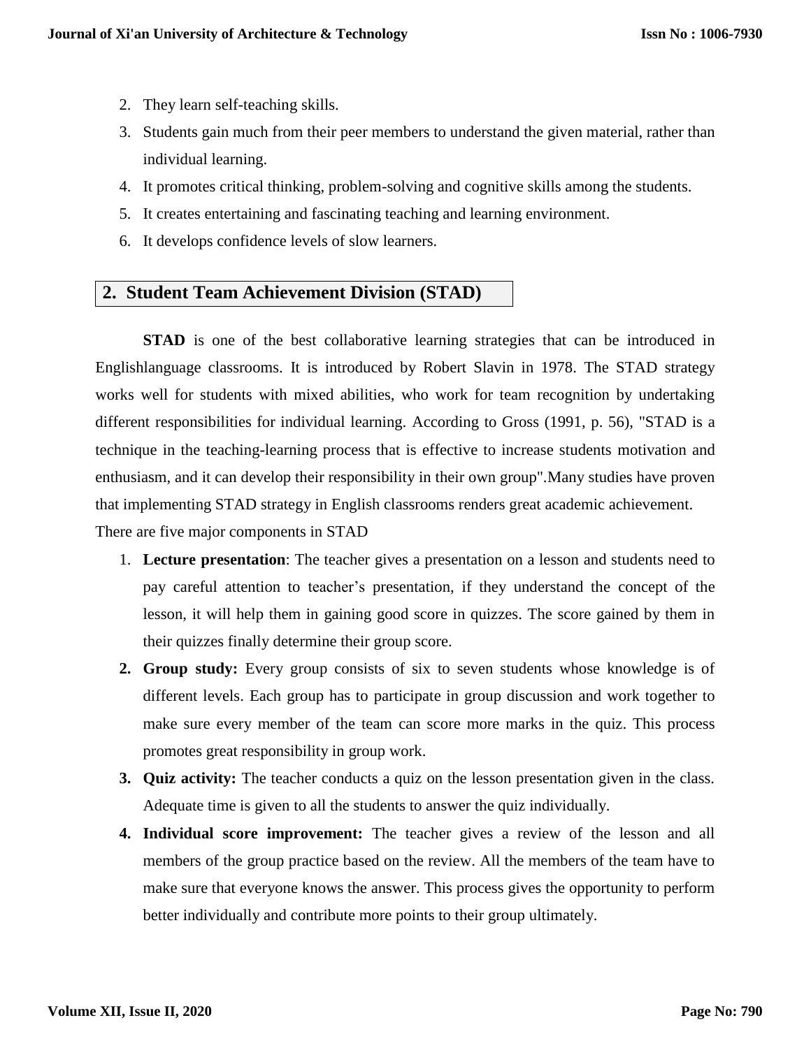2. They learn self-teaching skills.
3. Students gain much from their peer members to understand the given material, rather than individual learning.
4. It promotes critical thinking, problem-solving and cognitive skills among the students.
5. It creates entertaining and fascinating teaching and learning environment.
6. It develops confidence levels of slow learners.

## 2. Student Team Achievement Division (STAD)

**STAD** is one of the best collaborative learning strategies that can be introduced in Englishlanguage classrooms. It is introduced by Robert Slavin in 1978. The STAD strategy works well for students with mixed abilities, who work for team recognition by undertaking different responsibilities for individual learning. According to Gross (1991, p. 56), "STAD is a technique in the teaching-learning process that is effective to increase students motivation and enthusiasm, and it can develop their responsibility in their own group".Many studies have proven that implementing STAD strategy in English classrooms renders great academic achievement.

There are five major components in STAD

1. **Lecture presentation**: The teacher gives a presentation on a lesson and students need to pay careful attention to teacher's presentation, if they understand the concept of the lesson, it will help them in gaining good score in quizzes. The score gained by them in their quizzes finally determine their group score.
2. **Group study:** Every group consists of six to seven students whose knowledge is of different levels. Each group has to participate in group discussion and work together to make sure every member of the team can score more marks in the quiz. This process promotes great responsibility in group work.
3. **Quiz activity:** The teacher conducts a quiz on the lesson presentation given in the class. Adequate time is given to all the students to answer the quiz individually.
4. **Individual score improvement:** The teacher gives a review of the lesson and all members of the group practice based on the review. All the members of the team have to make sure that everyone knows the answer. This process gives the opportunity to perform better individually and contribute more points to their group ultimately.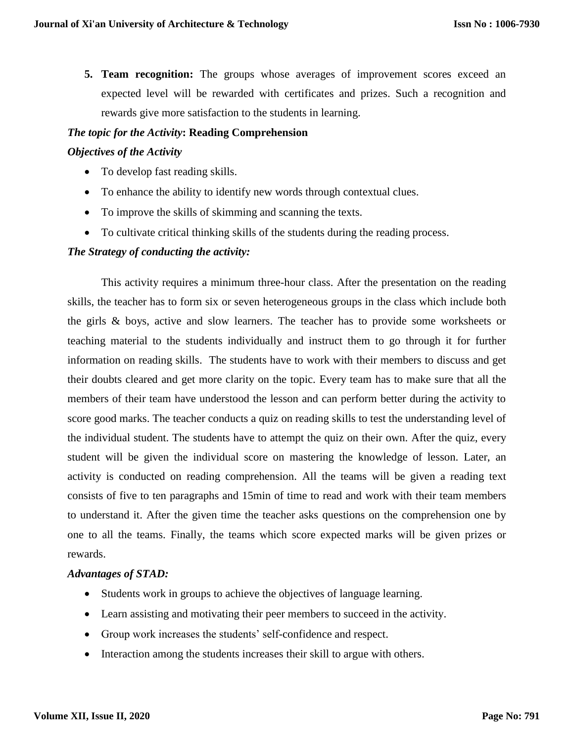5. **Team recognition:** The groups whose averages of improvement scores exceed an expected level will be rewarded with certificates and prizes. Such a recognition and rewards give more satisfaction to the students in learning.

***The topic for the Activity*: Reading Comprehension**

***Objectives of the Activity***

- To develop fast reading skills.
- To enhance the ability to identify new words through contextual clues.
- To improve the skills of skimming and scanning the texts.
- To cultivate critical thinking skills of the students during the reading process.

***The Strategy of conducting the activity:***

This activity requires a minimum three-hour class. After the presentation on the reading skills, the teacher has to form six or seven heterogeneous groups in the class which include both the girls & boys, active and slow learners. The teacher has to provide some worksheets or teaching material to the students individually and instruct them to go through it for further information on reading skills. The students have to work with their members to discuss and get their doubts cleared and get more clarity on the topic. Every team has to make sure that all the members of their team have understood the lesson and can perform better during the activity to score good marks. The teacher conducts a quiz on reading skills to test the understanding level of the individual student. The students have to attempt the quiz on their own. After the quiz, every student will be given the individual score on mastering the knowledge of lesson. Later, an activity is conducted on reading comprehension. All the teams will be given a reading text consists of five to ten paragraphs and 15min of time to read and work with their team members to understand it. After the given time the teacher asks questions on the comprehension one by one to all the teams. Finally, the teams which score expected marks will be given prizes or rewards.

***Advantages of STAD:***

- Students work in groups to achieve the objectives of language learning.
- Learn assisting and motivating their peer members to succeed in the activity.
- Group work increases the students' self-confidence and respect.
- Interaction among the students increases their skill to argue with others.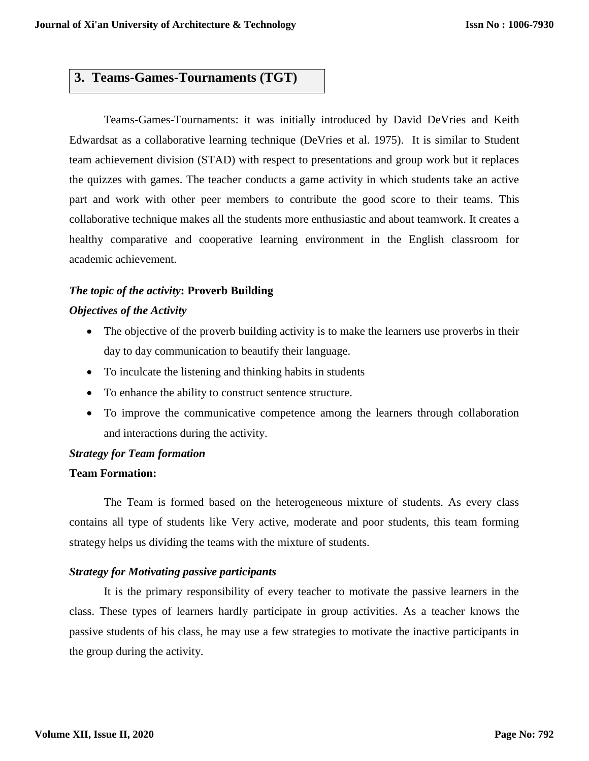## 3. Teams-Games-Tournaments (TGT)

Teams-Games-Tournaments: it was initially introduced by David DeVries and Keith Edwardsat as a collaborative learning technique (DeVries et al. 1975). It is similar to Student team achievement division (STAD) with respect to presentations and group work but it replaces the quizzes with games. The teacher conducts a game activity in which students take an active part and work with other peer members to contribute the good score to their teams. This collaborative technique makes all the students more enthusiastic and about teamwork. It creates a healthy comparative and cooperative learning environment in the English classroom for academic achievement.

***The topic of the activity*: Proverb Building**

***Objectives of the Activity***

- The objective of the proverb building activity is to make the learners use proverbs in their day to day communication to beautify their language.
- To inculcate the listening and thinking habits in students
- To enhance the ability to construct sentence structure.
- To improve the communicative competence among the learners through collaboration and interactions during the activity.

***Strategy for Team formation***

**Team Formation:**

The Team is formed based on the heterogeneous mixture of students. As every class contains all type of students like Very active, moderate and poor students, this team forming strategy helps us dividing the teams with the mixture of students.

***Strategy for Motivating passive participants***

It is the primary responsibility of every teacher to motivate the passive learners in the class. These types of learners hardly participate in group activities. As a teacher knows the passive students of his class, he may use a few strategies to motivate the inactive participants in the group during the activity.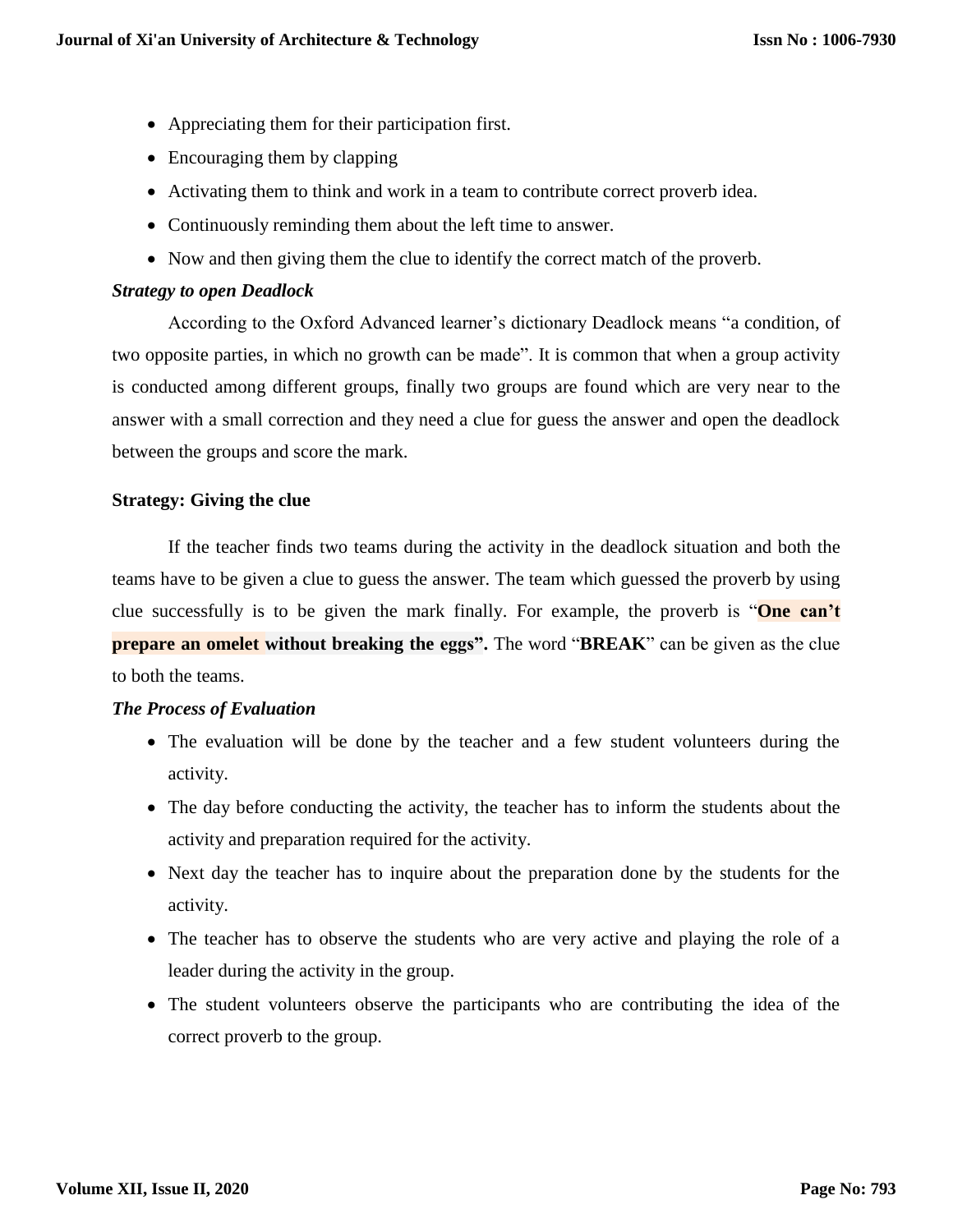- Appreciating them for their participation first.
- Encouraging them by clapping
- Activating them to think and work in a team to contribute correct proverb idea.
- Continuously reminding them about the left time to answer.
- Now and then giving them the clue to identify the correct match of the proverb.

***Strategy to open Deadlock***

According to the Oxford Advanced learner's dictionary Deadlock means "a condition, of two opposite parties, in which no growth can be made". It is common that when a group activity is conducted among different groups, finally two groups are found which are very near to the answer with a small correction and they need a clue for guess the answer and open the deadlock between the groups and score the mark.

**Strategy: Giving the clue**

If the teacher finds two teams during the activity in the deadlock situation and both the teams have to be given a clue to guess the answer. The team which guessed the proverb by using clue successfully is to be given the mark finally. For example, the proverb is "**One can't prepare an omelet without breaking the eggs".** The word "**BREAK**" can be given as the clue to both the teams.

***The Process of Evaluation***

- The evaluation will be done by the teacher and a few student volunteers during the activity.
- The day before conducting the activity, the teacher has to inform the students about the activity and preparation required for the activity.
- Next day the teacher has to inquire about the preparation done by the students for the activity.
- The teacher has to observe the students who are very active and playing the role of a leader during the activity in the group.
- The student volunteers observe the participants who are contributing the idea of the correct proverb to the group.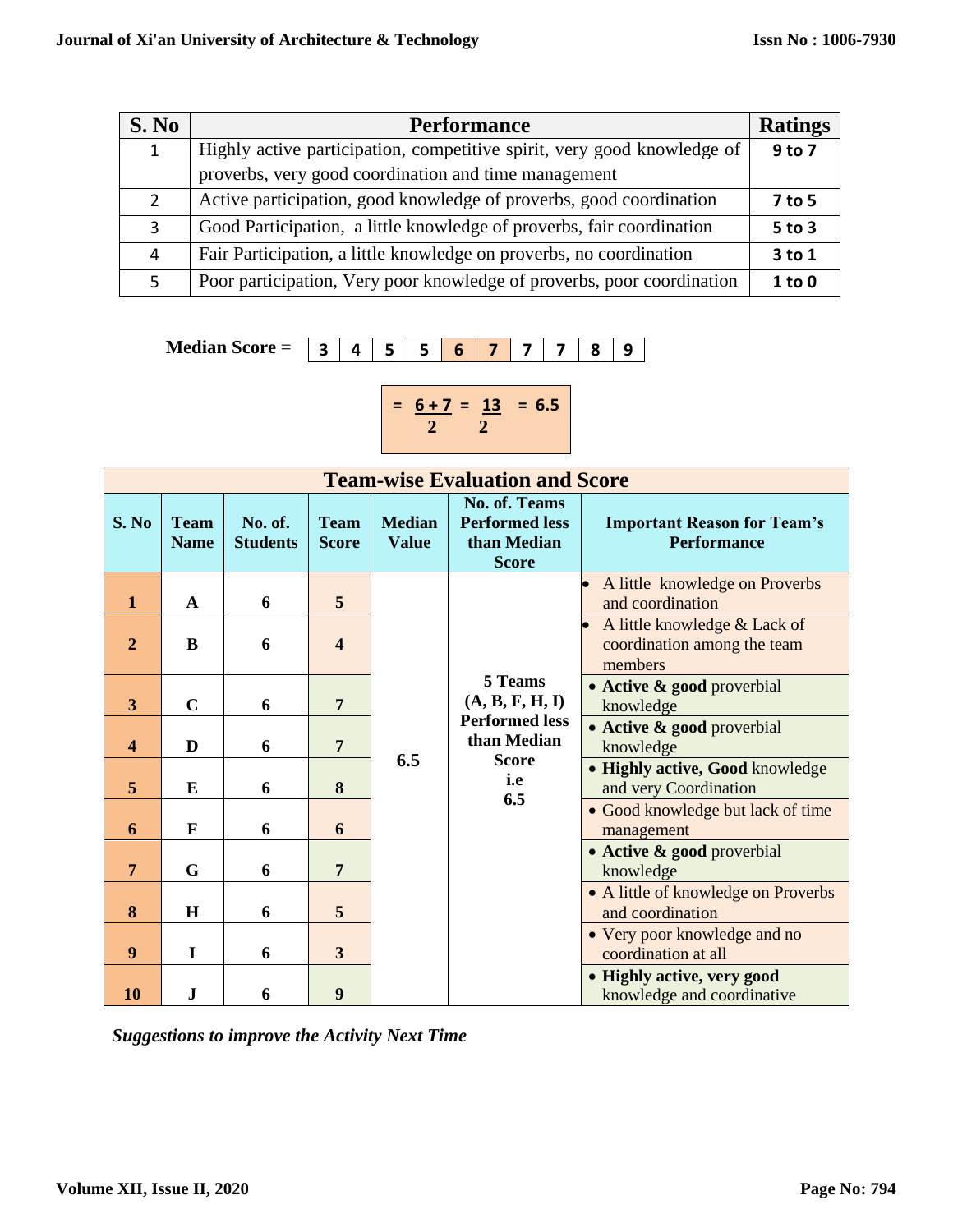| S. No | Performance | Ratings |
|---|---|---|
| 1 | Highly active participation, competitive spirit, very good knowledge of proverbs, very good coordination and time management | 9 to 7 |
| 2 | Active participation, good knowledge of proverbs, good coordination | 7 to 5 |
| 3 | Good Participation, a little knowledge of proverbs, fair coordination | 5 to 3 |
| 4 | Fair Participation, a little knowledge on proverbs, no coordination | 3 to 1 |
| 5 | Poor participation, Very poor knowledge of proverbs, poor coordination | 1 to 0 |

**Median Score** = 

| 3 | 4 | 5 | 5 | 6 | 7 | 7 | 7 | 8 | 9 |
|---|---|---|---|---|---|---|---|---|---|

$$= \frac{6+7}{2} = \frac{13}{2} = 6.5$$

| Team-wise Evaluation and Score | | | | | | |
|---|---|---|---|---|---|---|
| **S. No** | **Team Name** | **No. of. Students** | **Team Score** | **Median Value** | **No. of. Teams Performed less than Median Score** | **Important Reason for Team's Performance** |
| 1 | A | 6 | 5 | 6.5 | 5 Teams (A, B, F, H, I) Performed less than Median Score i.e 6.5 | • A little knowledge on Proverbs and coordination |
| 2 | B | 6 | 4 | | | • A little knowledge & Lack of coordination among the team members |
| 3 | C | 6 | 7 | | | • **Active & good** proverbial knowledge |
| 4 | D | 6 | 7 | | | • **Active & good** proverbial knowledge |
| 5 | E | 6 | 8 | | | • **Highly active, Good** knowledge and very Coordination |
| 6 | F | 6 | 6 | | | • Good knowledge but lack of time management |
| 7 | G | 6 | 7 | | | • **Active & good** proverbial knowledge |
| 8 | H | 6 | 5 | | | • A little of knowledge on Proverbs and coordination |
| 9 | I | 6 | 3 | | | • Very poor knowledge and no coordination at all |
| 10 | J | 6 | 9 | | | • **Highly active, very good** knowledge and coordinative |

***Suggestions to improve the Activity Next Time***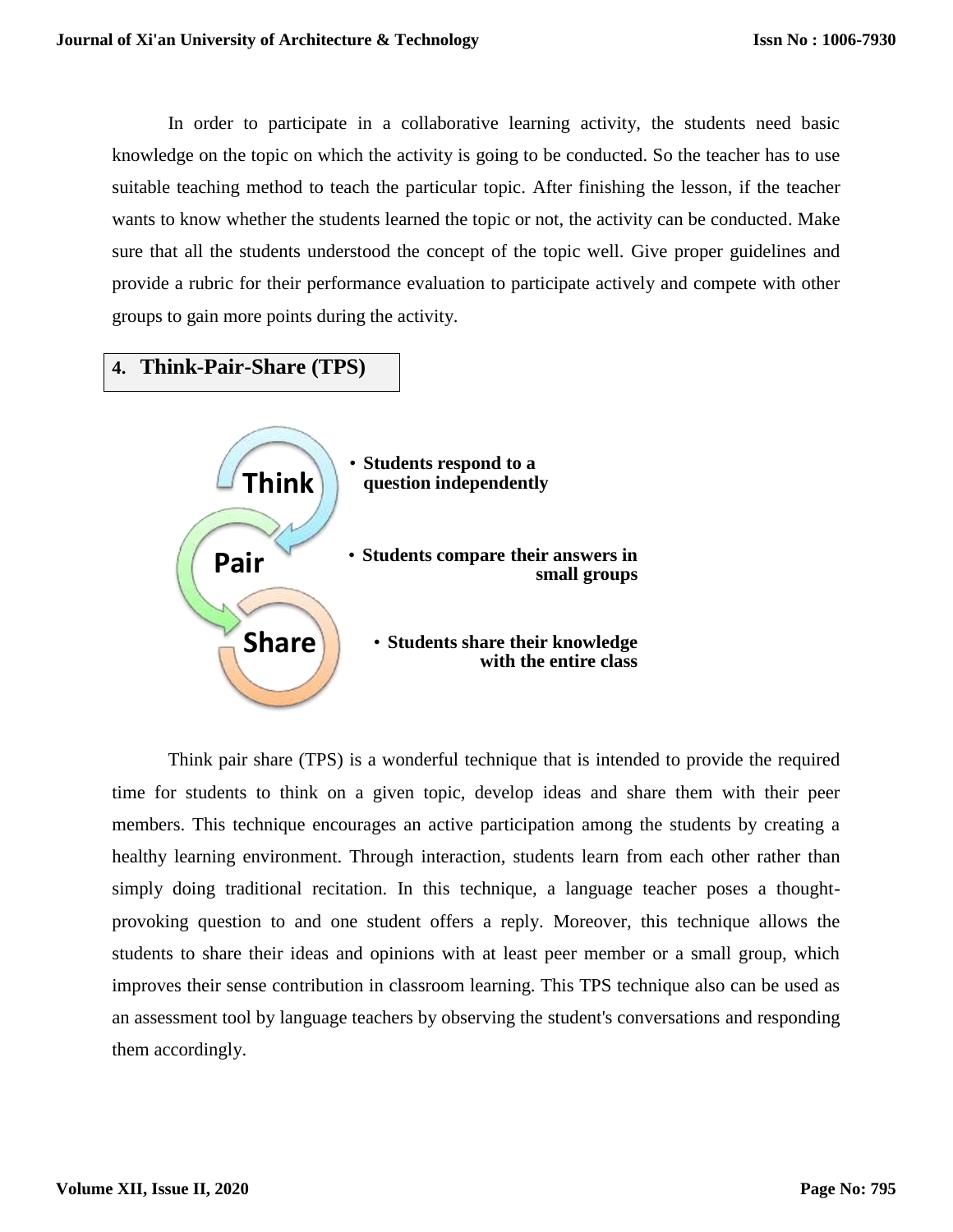In order to participate in a collaborative learning activity, the students need basic knowledge on the topic on which the activity is going to be conducted. So the teacher has to use suitable teaching method to teach the particular topic. After finishing the lesson, if the teacher wants to know whether the students learned the topic or not, the activity can be conducted. Make sure that all the students understood the concept of the topic well. Give proper guidelines and provide a rubric for their performance evaluation to participate actively and compete with other groups to gain more points during the activity.

## 4. Think-Pair-Share (TPS)

**Think**
- **Students respond to a question independently**

**Pair**
- **Students compare their answers in small groups**

**Share**
- **Students share their knowledge with the entire class**

Think pair share (TPS) is a wonderful technique that is intended to provide the required time for students to think on a given topic, develop ideas and share them with their peer members. This technique encourages an active participation among the students by creating a healthy learning environment. Through interaction, students learn from each other rather than simply doing traditional recitation. In this technique, a language teacher poses a thought-provoking question to and one student offers a reply. Moreover, this technique allows the students to share their ideas and opinions with at least peer member or a small group, which improves their sense contribution in classroom learning. This TPS technique also can be used as an assessment tool by language teachers by observing the student's conversations and responding them accordingly.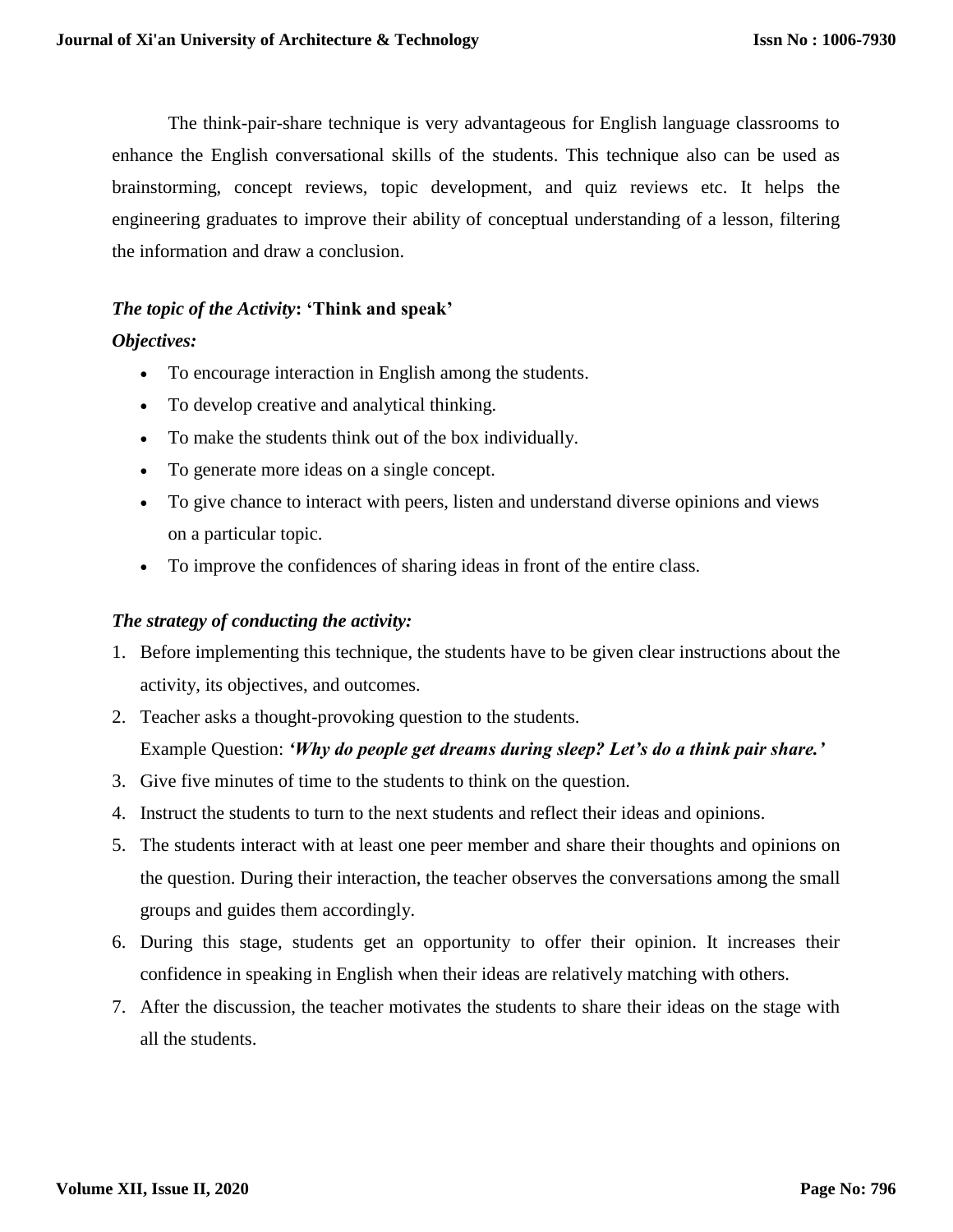The think-pair-share technique is very advantageous for English language classrooms to enhance the English conversational skills of the students. This technique also can be used as brainstorming, concept reviews, topic development, and quiz reviews etc. It helps the engineering graduates to improve their ability of conceptual understanding of a lesson, filtering the information and draw a conclusion.

***The topic of the Activity*: 'Think and speak'**

***Objectives:***

- To encourage interaction in English among the students.
- To develop creative and analytical thinking.
- To make the students think out of the box individually.
- To generate more ideas on a single concept.
- To give chance to interact with peers, listen and understand diverse opinions and views on a particular topic.
- To improve the confidences of sharing ideas in front of the entire class.

***The strategy of conducting the activity:***

1. Before implementing this technique, the students have to be given clear instructions about the activity, its objectives, and outcomes.
2. Teacher asks a thought-provoking question to the students.
   Example Question: ***'Why do people get dreams during sleep? Let's do a think pair share.'***
3. Give five minutes of time to the students to think on the question.
4. Instruct the students to turn to the next students and reflect their ideas and opinions.
5. The students interact with at least one peer member and share their thoughts and opinions on the question. During their interaction, the teacher observes the conversations among the small groups and guides them accordingly.
6. During this stage, students get an opportunity to offer their opinion. It increases their confidence in speaking in English when their ideas are relatively matching with others.
7. After the discussion, the teacher motivates the students to share their ideas on the stage with all the students.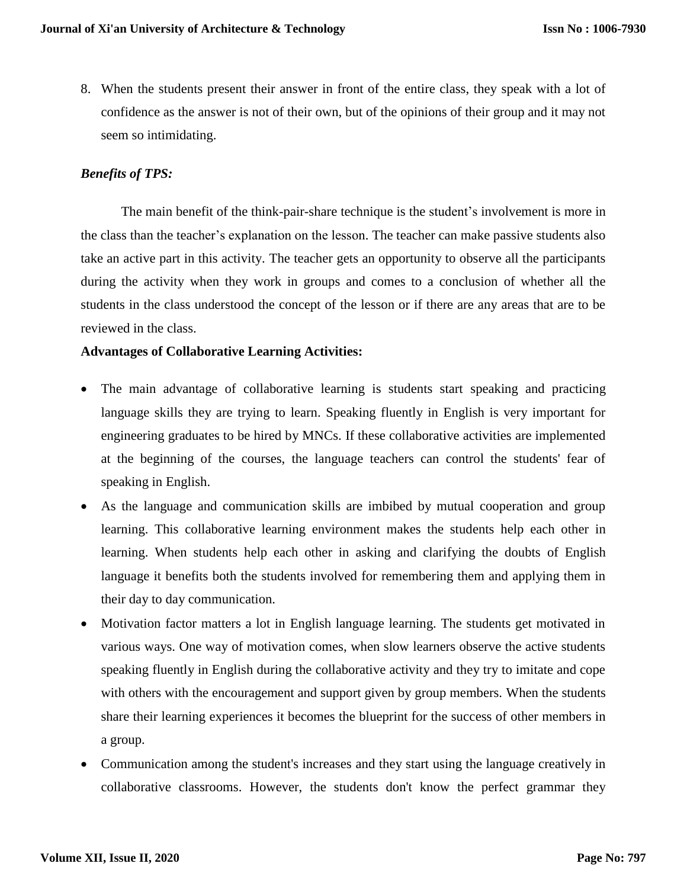8. When the students present their answer in front of the entire class, they speak with a lot of confidence as the answer is not of their own, but of the opinions of their group and it may not seem so intimidating.

***Benefits of TPS:***

The main benefit of the think-pair-share technique is the student's involvement is more in the class than the teacher's explanation on the lesson. The teacher can make passive students also take an active part in this activity. The teacher gets an opportunity to observe all the participants during the activity when they work in groups and comes to a conclusion of whether all the students in the class understood the concept of the lesson or if there are any areas that are to be reviewed in the class.

**Advantages of Collaborative Learning Activities:**

- The main advantage of collaborative learning is students start speaking and practicing language skills they are trying to learn. Speaking fluently in English is very important for engineering graduates to be hired by MNCs. If these collaborative activities are implemented at the beginning of the courses, the language teachers can control the students' fear of speaking in English.
- As the language and communication skills are imbibed by mutual cooperation and group learning. This collaborative learning environment makes the students help each other in learning. When students help each other in asking and clarifying the doubts of English language it benefits both the students involved for remembering them and applying them in their day to day communication.
- Motivation factor matters a lot in English language learning. The students get motivated in various ways. One way of motivation comes, when slow learners observe the active students speaking fluently in English during the collaborative activity and they try to imitate and cope with others with the encouragement and support given by group members. When the students share their learning experiences it becomes the blueprint for the success of other members in a group.
- Communication among the student's increases and they start using the language creatively in collaborative classrooms. However, the students don't know the perfect grammar they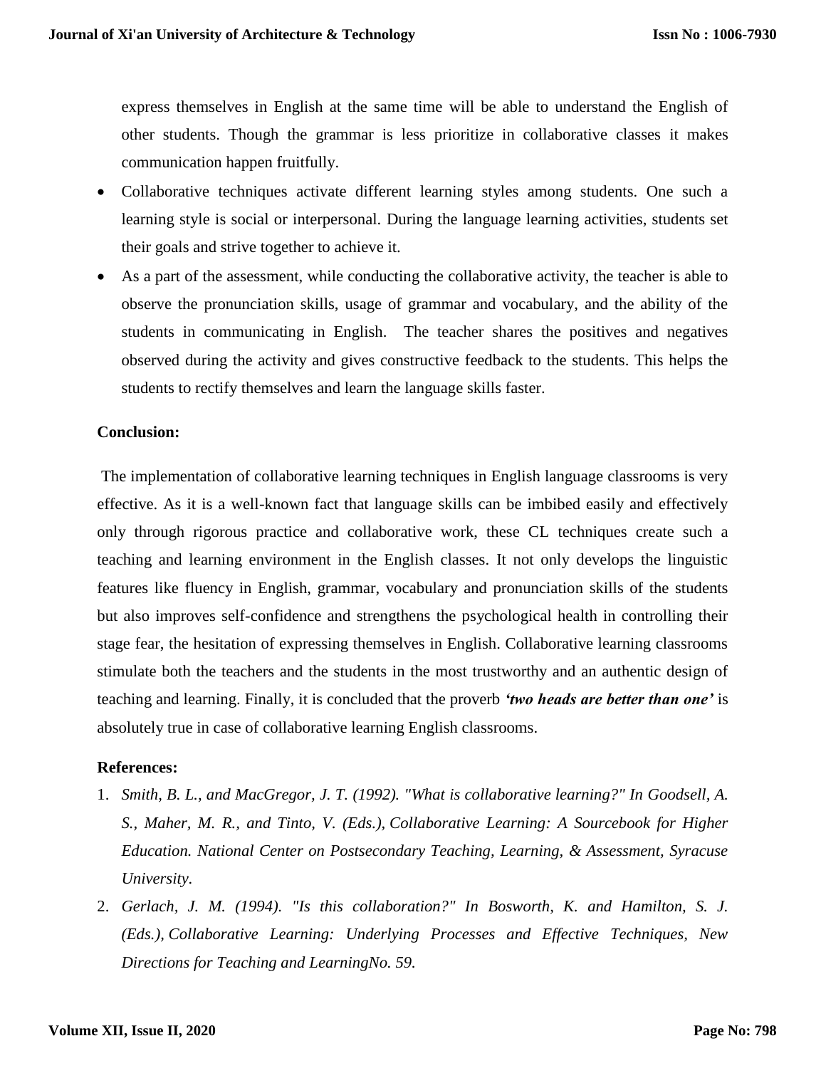express themselves in English at the same time will be able to understand the English of other students. Though the grammar is less prioritize in collaborative classes it makes communication happen fruitfully.

- Collaborative techniques activate different learning styles among students. One such a learning style is social or interpersonal. During the language learning activities, students set their goals and strive together to achieve it.
- As a part of the assessment, while conducting the collaborative activity, the teacher is able to observe the pronunciation skills, usage of grammar and vocabulary, and the ability of the students in communicating in English. The teacher shares the positives and negatives observed during the activity and gives constructive feedback to the students. This helps the students to rectify themselves and learn the language skills faster.

**Conclusion:**

The implementation of collaborative learning techniques in English language classrooms is very effective. As it is a well-known fact that language skills can be imbibed easily and effectively only through rigorous practice and collaborative work, these CL techniques create such a teaching and learning environment in the English classes. It not only develops the linguistic features like fluency in English, grammar, vocabulary and pronunciation skills of the students but also improves self-confidence and strengthens the psychological health in controlling their stage fear, the hesitation of expressing themselves in English. Collaborative learning classrooms stimulate both the teachers and the students in the most trustworthy and an authentic design of teaching and learning. Finally, it is concluded that the proverb ***'two heads are better than one'*** is absolutely true in case of collaborative learning English classrooms.

**References:**

1. *Smith, B. L., and MacGregor, J. T. (1992). "What is collaborative learning?" In Goodsell, A. S., Maher, M. R., and Tinto, V. (Eds.), Collaborative Learning: A Sourcebook for Higher Education. National Center on Postsecondary Teaching, Learning, & Assessment, Syracuse University.*
2. *Gerlach, J. M. (1994). "Is this collaboration?" In Bosworth, K. and Hamilton, S. J. (Eds.), Collaborative Learning: Underlying Processes and Effective Techniques, New Directions for Teaching and LearningNo. 59.*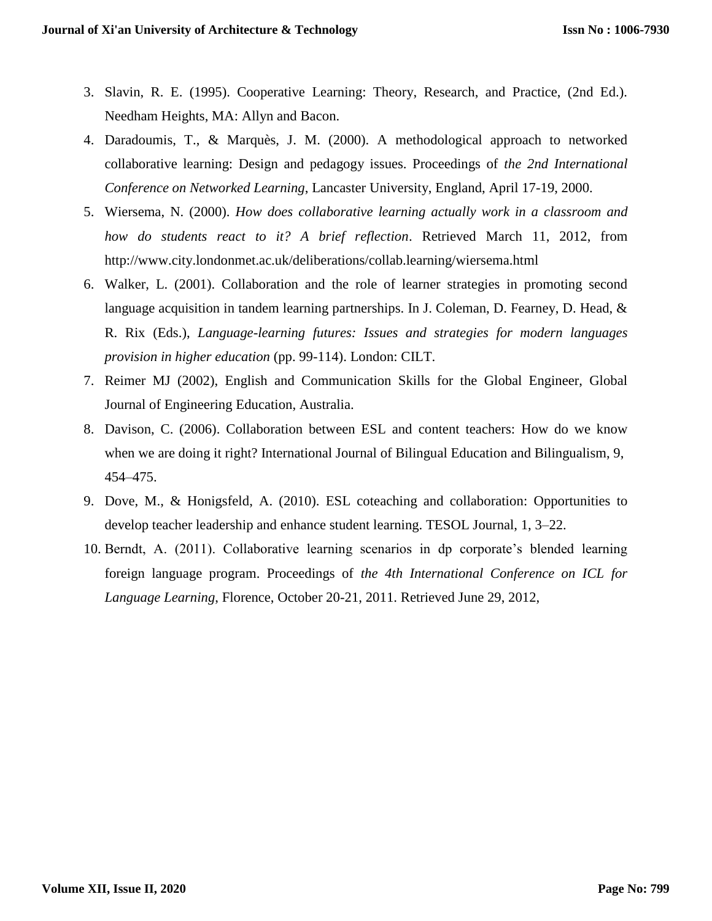3. Slavin, R. E. (1995). Cooperative Learning: Theory, Research, and Practice, (2nd Ed.). Needham Heights, MA: Allyn and Bacon.
4. Daradoumis, T., & Marquès, J. M. (2000). A methodological approach to networked collaborative learning: Design and pedagogy issues. Proceedings of *the 2nd International Conference on Networked Learning*, Lancaster University, England, April 17-19, 2000.
5. Wiersema, N. (2000). *How does collaborative learning actually work in a classroom and how do students react to it? A brief reflection*. Retrieved March 11, 2012, from http://www.city.londonmet.ac.uk/deliberations/collab.learning/wiersema.html
6. Walker, L. (2001). Collaboration and the role of learner strategies in promoting second language acquisition in tandem learning partnerships. In J. Coleman, D. Fearney, D. Head, & R. Rix (Eds.), *Language-learning futures: Issues and strategies for modern languages provision in higher education* (pp. 99-114). London: CILT.
7. Reimer MJ (2002), English and Communication Skills for the Global Engineer, Global Journal of Engineering Education, Australia.
8. Davison, C. (2006). Collaboration between ESL and content teachers: How do we know when we are doing it right? International Journal of Bilingual Education and Bilingualism, 9, 454–475.
9. Dove, M., & Honigsfeld, A. (2010). ESL coteaching and collaboration: Opportunities to develop teacher leadership and enhance student learning. TESOL Journal, 1, 3–22.
10. Berndt, A. (2011). Collaborative learning scenarios in dp corporate's blended learning foreign language program. Proceedings of *the 4th International Conference on ICL for Language Learning*, Florence, October 20-21, 2011. Retrieved June 29, 2012,